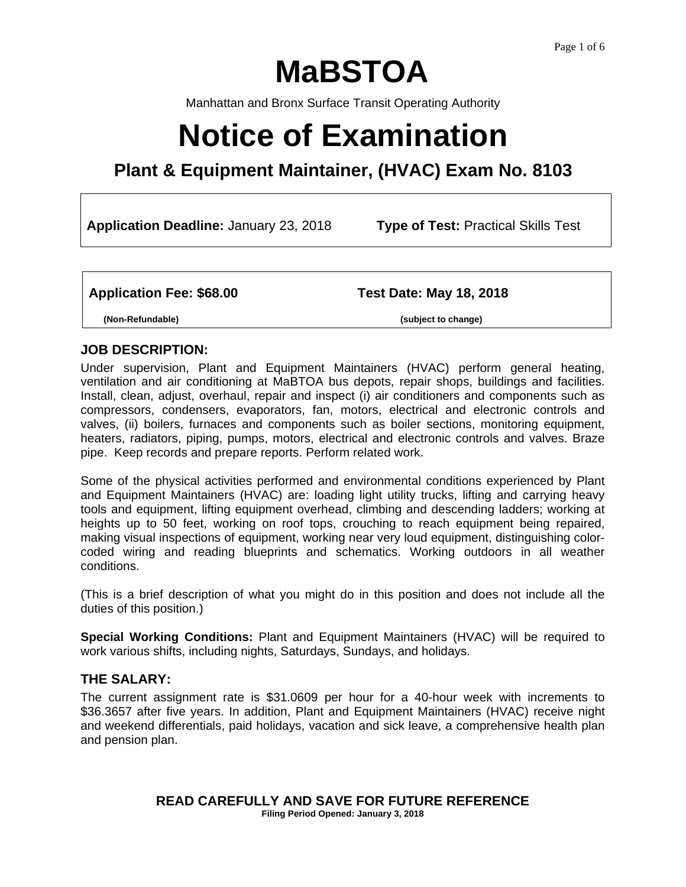# MaBSTOA

Manhattan and Bronx Surface Transit Operating Authority

# Notice of Examination

## Plant & Equipment Maintainer, (HVAC) Exam No. 8103

**Application Deadline:** January 23, 2018 **Type of Test:** Practical Skills Test

**Application Fee: $68.00** **Test Date: May 18, 2018**

**(Non-Refundable)** **(subject to change)**

### JOB DESCRIPTION:

Under supervision, Plant and Equipment Maintainers (HVAC) perform general heating, ventilation and air conditioning at MaBTOA bus depots, repair shops, buildings and facilities. Install, clean, adjust, overhaul, repair and inspect (i) air conditioners and components such as compressors, condensers, evaporators, fan, motors, electrical and electronic controls and valves, (ii) boilers, furnaces and components such as boiler sections, monitoring equipment, heaters, radiators, piping, pumps, motors, electrical and electronic controls and valves. Braze pipe. Keep records and prepare reports. Perform related work.

Some of the physical activities performed and environmental conditions experienced by Plant and Equipment Maintainers (HVAC) are: loading light utility trucks, lifting and carrying heavy tools and equipment, lifting equipment overhead, climbing and descending ladders; working at heights up to 50 feet, working on roof tops, crouching to reach equipment being repaired, making visual inspections of equipment, working near very loud equipment, distinguishing color-coded wiring and reading blueprints and schematics. Working outdoors in all weather conditions.

(This is a brief description of what you might do in this position and does not include all the duties of this position.)

**Special Working Conditions:** Plant and Equipment Maintainers (HVAC) will be required to work various shifts, including nights, Saturdays, Sundays, and holidays.

### THE SALARY:

The current assignment rate is $31.0609 per hour for a 40-hour week with increments to $36.3657 after five years. In addition, Plant and Equipment Maintainers (HVAC) receive night and weekend differentials, paid holidays, vacation and sick leave, a comprehensive health plan and pension plan.

**READ CAREFULLY AND SAVE FOR FUTURE REFERENCE**

**Filing Period Opened: January 3, 2018**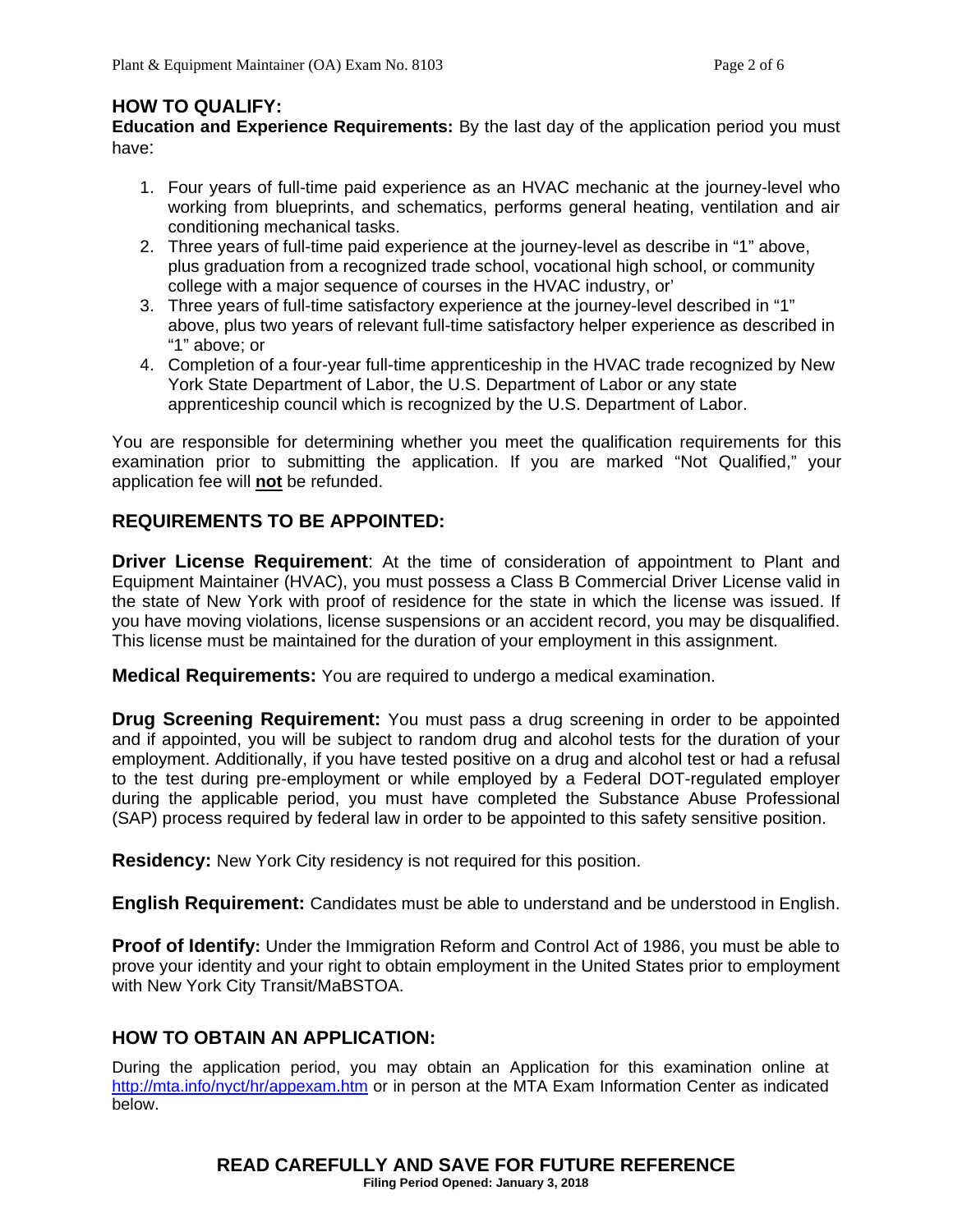## HOW TO QUALIFY:

**Education and Experience Requirements:** By the last day of the application period you must have:

1. Four years of full-time paid experience as an HVAC mechanic at the journey-level who working from blueprints, and schematics, performs general heating, ventilation and air conditioning mechanical tasks.
2. Three years of full-time paid experience at the journey-level as describe in "1" above, plus graduation from a recognized trade school, vocational high school, or community college with a major sequence of courses in the HVAC industry, or'
3. Three years of full-time satisfactory experience at the journey-level described in "1" above, plus two years of relevant full-time satisfactory helper experience as described in "1" above; or
4. Completion of a four-year full-time apprenticeship in the HVAC trade recognized by New York State Department of Labor, the U.S. Department of Labor or any state apprenticeship council which is recognized by the U.S. Department of Labor.

You are responsible for determining whether you meet the qualification requirements for this examination prior to submitting the application. If you are marked "Not Qualified," your application fee will **not** be refunded.

## REQUIREMENTS TO BE APPOINTED:

**Driver License Requirement**: At the time of consideration of appointment to Plant and Equipment Maintainer (HVAC), you must possess a Class B Commercial Driver License valid in the state of New York with proof of residence for the state in which the license was issued. If you have moving violations, license suspensions or an accident record, you may be disqualified. This license must be maintained for the duration of your employment in this assignment.

**Medical Requirements:** You are required to undergo a medical examination.

**Drug Screening Requirement:** You must pass a drug screening in order to be appointed and if appointed, you will be subject to random drug and alcohol tests for the duration of your employment. Additionally, if you have tested positive on a drug and alcohol test or had a refusal to the test during pre-employment or while employed by a Federal DOT-regulated employer during the applicable period, you must have completed the Substance Abuse Professional (SAP) process required by federal law in order to be appointed to this safety sensitive position.

**Residency:** New York City residency is not required for this position.

**English Requirement:** Candidates must be able to understand and be understood in English.

**Proof of Identify:** Under the Immigration Reform and Control Act of 1986, you must be able to prove your identity and your right to obtain employment in the United States prior to employment with New York City Transit/MaBSTOA.

## HOW TO OBTAIN AN APPLICATION:

During the application period, you may obtain an Application for this examination online at http://mta.info/nyct/hr/appexam.htm or in person at the MTA Exam Information Center as indicated below.

**READ CAREFULLY AND SAVE FOR FUTURE REFERENCE**

**Filing Period Opened: January 3, 2018**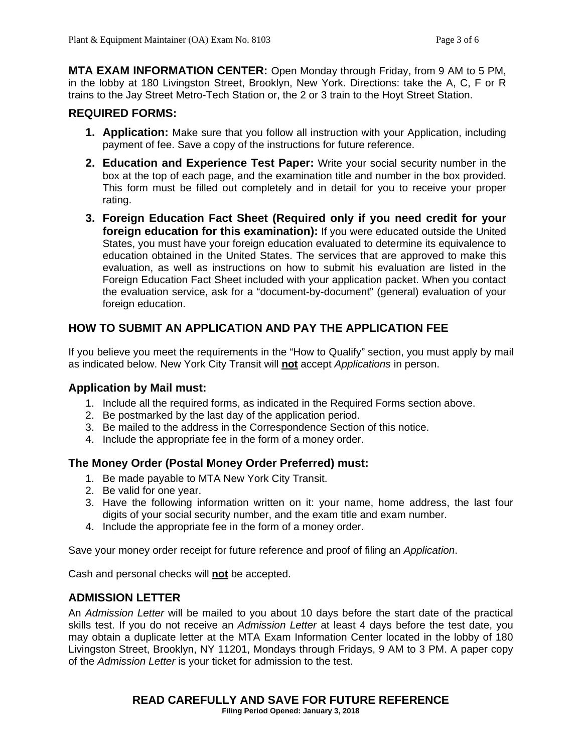**MTA EXAM INFORMATION CENTER:** Open Monday through Friday, from 9 AM to 5 PM, in the lobby at 180 Livingston Street, Brooklyn, New York. Directions: take the A, C, F or R trains to the Jay Street Metro-Tech Station or, the 2 or 3 train to the Hoyt Street Station.

## REQUIRED FORMS:

1. **Application:** Make sure that you follow all instruction with your Application, including payment of fee. Save a copy of the instructions for future reference.
2. **Education and Experience Test Paper:** Write your social security number in the box at the top of each page, and the examination title and number in the box provided. This form must be filled out completely and in detail for you to receive your proper rating.
3. **Foreign Education Fact Sheet (Required only if you need credit for your foreign education for this examination):** If you were educated outside the United States, you must have your foreign education evaluated to determine its equivalence to education obtained in the United States. The services that are approved to make this evaluation, as well as instructions on how to submit his evaluation are listed in the Foreign Education Fact Sheet included with your application packet. When you contact the evaluation service, ask for a "document-by-document" (general) evaluation of your foreign education.

## HOW TO SUBMIT AN APPLICATION AND PAY THE APPLICATION FEE

If you believe you meet the requirements in the "How to Qualify" section, you must apply by mail as indicated below. New York City Transit will **not** accept *Applications* in person.

### Application by Mail must:

1. Include all the required forms, as indicated in the Required Forms section above.
2. Be postmarked by the last day of the application period.
3. Be mailed to the address in the Correspondence Section of this notice.
4. Include the appropriate fee in the form of a money order.

### The Money Order (Postal Money Order Preferred) must:

1. Be made payable to MTA New York City Transit.
2. Be valid for one year.
3. Have the following information written on it: your name, home address, the last four digits of your social security number, and the exam title and exam number.
4. Include the appropriate fee in the form of a money order.

Save your money order receipt for future reference and proof of filing an *Application*.

Cash and personal checks will **not** be accepted.

## ADMISSION LETTER

An *Admission Letter* will be mailed to you about 10 days before the start date of the practical skills test. If you do not receive an *Admission Letter* at least 4 days before the test date, you may obtain a duplicate letter at the MTA Exam Information Center located in the lobby of 180 Livingston Street, Brooklyn, NY 11201, Mondays through Fridays, 9 AM to 3 PM. A paper copy of the *Admission Letter* is your ticket for admission to the test.

**READ CAREFULLY AND SAVE FOR FUTURE REFERENCE**

**Filing Period Opened: January 3, 2018**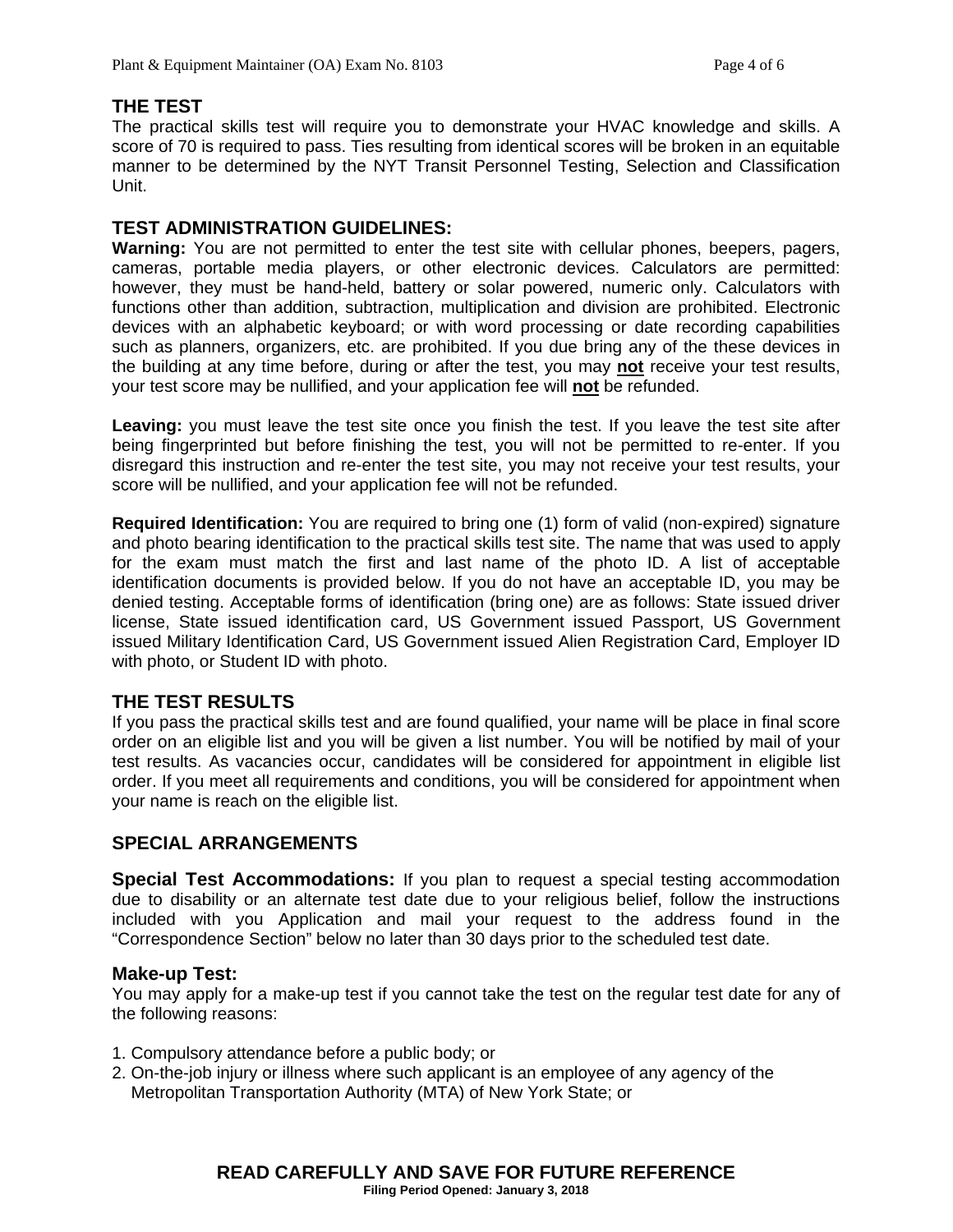## THE TEST

The practical skills test will require you to demonstrate your HVAC knowledge and skills. A score of 70 is required to pass. Ties resulting from identical scores will be broken in an equitable manner to be determined by the NYT Transit Personnel Testing, Selection and Classification Unit.

## TEST ADMINISTRATION GUIDELINES:

**Warning:** You are not permitted to enter the test site with cellular phones, beepers, pagers, cameras, portable media players, or other electronic devices. Calculators are permitted: however, they must be hand-held, battery or solar powered, numeric only. Calculators with functions other than addition, subtraction, multiplication and division are prohibited. Electronic devices with an alphabetic keyboard; or with word processing or date recording capabilities such as planners, organizers, etc. are prohibited. If you due bring any of the these devices in the building at any time before, during or after the test, you may **not** receive your test results, your test score may be nullified, and your application fee will **not** be refunded.

**Leaving:** you must leave the test site once you finish the test. If you leave the test site after being fingerprinted but before finishing the test, you will not be permitted to re-enter. If you disregard this instruction and re-enter the test site, you may not receive your test results, your score will be nullified, and your application fee will not be refunded.

**Required Identification:** You are required to bring one (1) form of valid (non-expired) signature and photo bearing identification to the practical skills test site. The name that was used to apply for the exam must match the first and last name of the photo ID. A list of acceptable identification documents is provided below. If you do not have an acceptable ID, you may be denied testing. Acceptable forms of identification (bring one) are as follows: State issued driver license, State issued identification card, US Government issued Passport, US Government issued Military Identification Card, US Government issued Alien Registration Card, Employer ID with photo, or Student ID with photo.

## THE TEST RESULTS

If you pass the practical skills test and are found qualified, your name will be place in final score order on an eligible list and you will be given a list number. You will be notified by mail of your test results. As vacancies occur, candidates will be considered for appointment in eligible list order. If you meet all requirements and conditions, you will be considered for appointment when your name is reach on the eligible list.

## SPECIAL ARRANGEMENTS

### Special Test Accommodations:

If you plan to request a special testing accommodation due to disability or an alternate test date due to your religious belief, follow the instructions included with you Application and mail your request to the address found in the "Correspondence Section" below no later than 30 days prior to the scheduled test date.

### Make-up Test:

You may apply for a make-up test if you cannot take the test on the regular test date for any of the following reasons:

1. Compulsory attendance before a public body; or
2. On-the-job injury or illness where such applicant is an employee of any agency of the Metropolitan Transportation Authority (MTA) of New York State; or

**READ CAREFULLY AND SAVE FOR FUTURE REFERENCE**

**Filing Period Opened: January 3, 2018**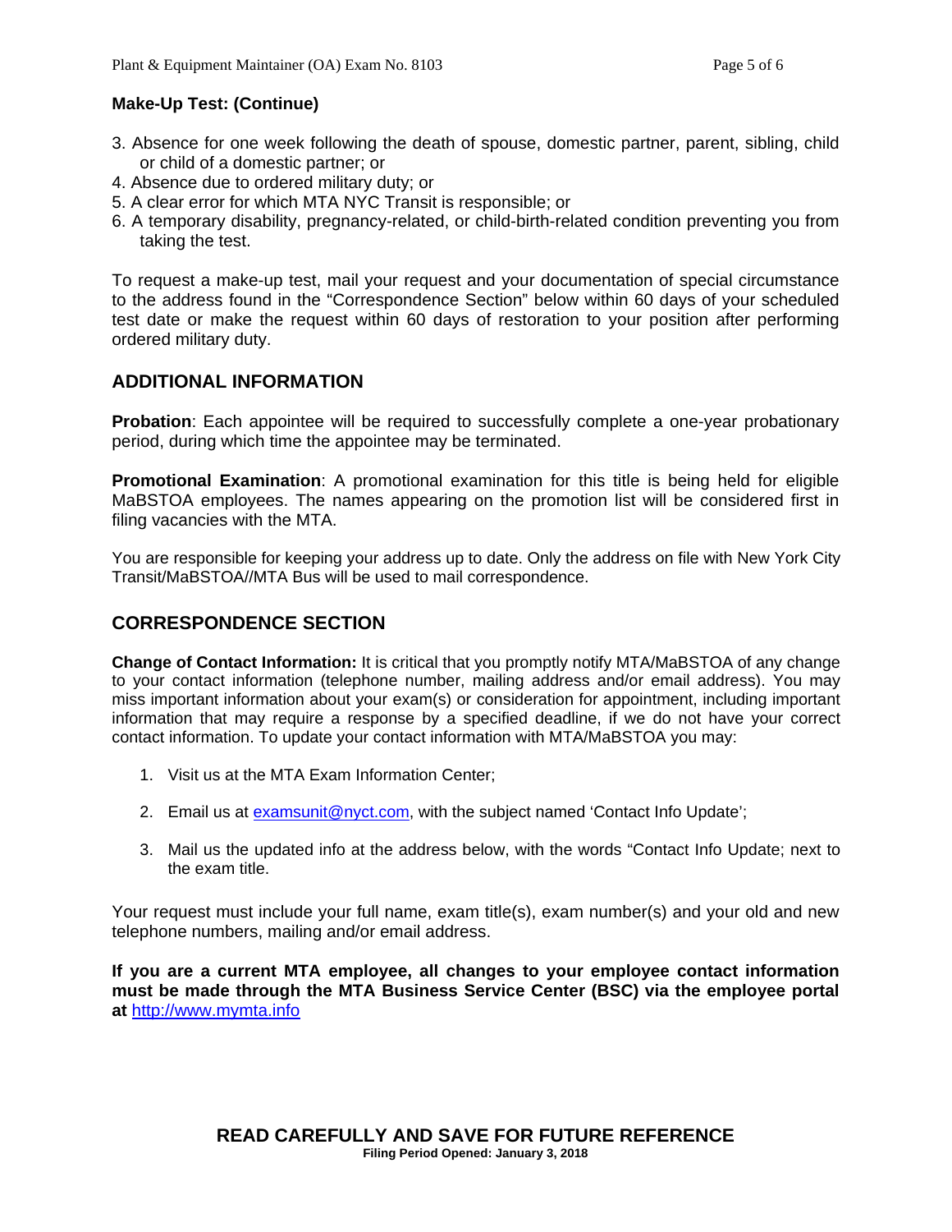**Make-Up Test: (Continue)**

3. Absence for one week following the death of spouse, domestic partner, parent, sibling, child or child of a domestic partner; or
4. Absence due to ordered military duty; or
5. A clear error for which MTA NYC Transit is responsible; or
6. A temporary disability, pregnancy-related, or child-birth-related condition preventing you from taking the test.

To request a make-up test, mail your request and your documentation of special circumstance to the address found in the "Correspondence Section" below within 60 days of your scheduled test date or make the request within 60 days of restoration to your position after performing ordered military duty.

## ADDITIONAL INFORMATION

**Probation**: Each appointee will be required to successfully complete a one-year probationary period, during which time the appointee may be terminated.

**Promotional Examination**: A promotional examination for this title is being held for eligible MaBSTOA employees. The names appearing on the promotion list will be considered first in filing vacancies with the MTA.

You are responsible for keeping your address up to date. Only the address on file with New York City Transit/MaBSTOA//MTA Bus will be used to mail correspondence.

## CORRESPONDENCE SECTION

**Change of Contact Information:** It is critical that you promptly notify MTA/MaBSTOA of any change to your contact information (telephone number, mailing address and/or email address). You may miss important information about your exam(s) or consideration for appointment, including important information that may require a response by a specified deadline, if we do not have your correct contact information. To update your contact information with MTA/MaBSTOA you may:

1. Visit us at the MTA Exam Information Center;
2. Email us at examsunit@nyct.com, with the subject named 'Contact Info Update';
3. Mail us the updated info at the address below, with the words "Contact Info Update; next to the exam title.

Your request must include your full name, exam title(s), exam number(s) and your old and new telephone numbers, mailing and/or email address.

**If you are a current MTA employee, all changes to your employee contact information must be made through the MTA Business Service Center (BSC) via the employee portal at** http://www.mymta.info

**READ CAREFULLY AND SAVE FOR FUTURE REFERENCE**

**Filing Period Opened: January 3, 2018**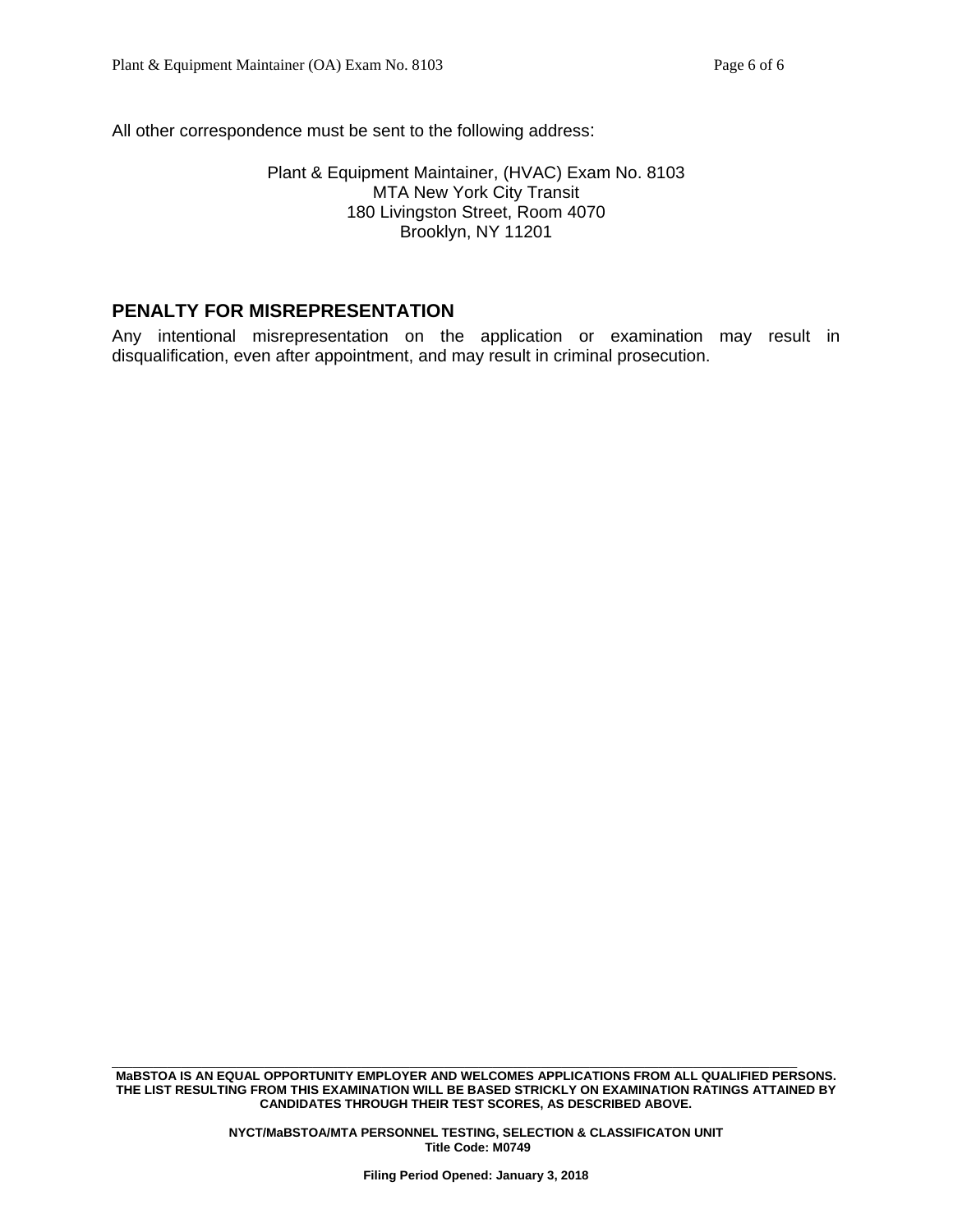All other correspondence must be sent to the following address:

Plant & Equipment Maintainer, (HVAC) Exam No. 8103
MTA New York City Transit
180 Livingston Street, Room 4070
Brooklyn, NY 11201

## PENALTY FOR MISREPRESENTATION

Any intentional misrepresentation on the application or examination may result in disqualification, even after appointment, and may result in criminal prosecution.

**MaBSTOA IS AN EQUAL OPPORTUNITY EMPLOYER AND WELCOMES APPLICATIONS FROM ALL QUALIFIED PERSONS. THE LIST RESULTING FROM THIS EXAMINATION WILL BE BASED STRICKLY ON EXAMINATION RATINGS ATTAINED BY CANDIDATES THROUGH THEIR TEST SCORES, AS DESCRIBED ABOVE.**

**NYCT/MaBSTOA/MTA PERSONNEL TESTING, SELECTION & CLASSIFICATON UNIT**
**Title Code: M0749**

**Filing Period Opened: January 3, 2018**